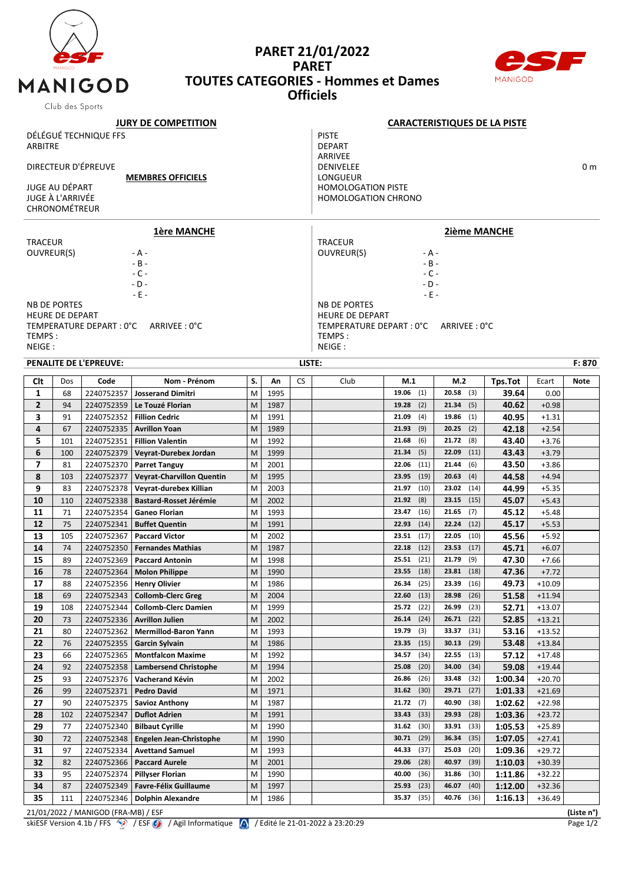# PARET 21/01/2022
## PARET
## TOUTES CATEGORIES - Hommes et Dames
## Officiels

MANIGOD
Club des Sports

**JURY DE COMPETITION**

DÉLÉGUÉ TECHNIQUE FFS
ARBITRE

DIRECTEUR D'ÉPREUVE

**MEMBRES OFFICIELS**

JUGE AU DÉPART
JUGE À L'ARRIVÉE
CHRONOMÉTREUR

**CARACTERISTIQUES DE LA PISTE**

PISTE
DEPART
ARRIVEE
DENIVELEE 0 m
LONGUEUR
HOMOLOGATION PISTE
HOMOLOGATION CHRONO

**1ère MANCHE**

TRACEUR
OUVREUR(S) - A -
- B -
- C -
- D -
- E -

NB DE PORTES
HEURE DE DEPART
TEMPERATURE DEPART : 0°C ARRIVEE : 0°C
TEMPS :
NEIGE :

**2ième MANCHE**

TRACEUR
OUVREUR(S) - A -
- B -
- C -
- D -
- E -

NB DE PORTES
HEURE DE DEPART
TEMPERATURE DEPART : 0°C ARRIVEE : 0°C
TEMPS :
NEIGE :

**PENALITE DE L'EPREUVE:** LISTE: **F: 870**

| Clt | Dos | Code | Nom - Prénom | S. | An | CS | Club | M.1 | M.2 | Tps.Tot | Ecart | Note |
|---|---|---|---|---|---|---|---|---|---|---|---|---|
| 1 | 68 | 2240752357 | Josserand Dimitri | M | 1995 | | | 19.06 (1) | 20.58 (3) | 39.64 | 0.00 | |
| 2 | 94 | 2240752359 | Le Touzé Florian | M | 1987 | | | 19.28 (2) | 21.34 (5) | 40.62 | +0.98 | |
| 3 | 91 | 2240752352 | Fillion Cedric | M | 1991 | | | 21.09 (4) | 19.86 (1) | 40.95 | +1.31 | |
| 4 | 67 | 2240752335 | Avrillon Yoan | M | 1989 | | | 21.93 (9) | 20.25 (2) | 42.18 | +2.54 | |
| 5 | 101 | 2240752351 | Fillion Valentin | M | 1992 | | | 21.68 (6) | 21.72 (8) | 43.40 | +3.76 | |
| 6 | 100 | 2240752379 | Veyrat-Durebex Jordan | M | 1999 | | | 21.34 (5) | 22.09 (11) | 43.43 | +3.79 | |
| 7 | 81 | 2240752370 | Parret Tanguy | M | 2001 | | | 22.06 (11) | 21.44 (6) | 43.50 | +3.86 | |
| 8 | 103 | 2240752377 | Veyrat-Charvillon Quentin | M | 1995 | | | 23.95 (19) | 20.63 (4) | 44.58 | +4.94 | |
| 9 | 83 | 2240752378 | Veyrat-durebex Killian | M | 2003 | | | 21.97 (10) | 23.02 (14) | 44.99 | +5.35 | |
| 10 | 110 | 2240752338 | Bastard-Rosset Jérémie | M | 2002 | | | 21.92 (8) | 23.15 (15) | 45.07 | +5.43 | |
| 11 | 71 | 2240752354 | Ganeo Florian | M | 1993 | | | 23.47 (16) | 21.65 (7) | 45.12 | +5.48 | |
| 12 | 75 | 2240752341 | Buffet Quentin | M | 1991 | | | 22.93 (14) | 22.24 (12) | 45.17 | +5.53 | |
| 13 | 105 | 2240752367 | Paccard Victor | M | 2002 | | | 23.51 (17) | 22.05 (10) | 45.56 | +5.92 | |
| 14 | 74 | 2240752350 | Fernandes Mathias | M | 1987 | | | 22.18 (12) | 23.53 (17) | 45.71 | +6.07 | |
| 15 | 89 | 2240752369 | Paccard Antonin | M | 1998 | | | 25.51 (21) | 21.79 (9) | 47.30 | +7.66 | |
| 16 | 78 | 2240752364 | Molon Philippe | M | 1990 | | | 23.55 (18) | 23.81 (18) | 47.36 | +7.72 | |
| 17 | 88 | 2240752356 | Henry Olivier | M | 1986 | | | 26.34 (25) | 23.39 (16) | 49.73 | +10.09 | |
| 18 | 69 | 2240752343 | Collomb-Clerc Greg | M | 2004 | | | 22.60 (13) | 28.98 (26) | 51.58 | +11.94 | |
| 19 | 108 | 2240752344 | Collomb-Clerc Damien | M | 1999 | | | 25.72 (22) | 26.99 (23) | 52.71 | +13.07 | |
| 20 | 73 | 2240752336 | Avrillon Julien | M | 2002 | | | 26.14 (24) | 26.71 (22) | 52.85 | +13.21 | |
| 21 | 80 | 2240752362 | Mermillod-Baron Yann | M | 1993 | | | 19.79 (3) | 33.37 (31) | 53.16 | +13.52 | |
| 22 | 76 | 2240752355 | Garcin Sylvain | M | 1986 | | | 23.35 (15) | 30.13 (29) | 53.48 | +13.84 | |
| 23 | 66 | 2240752365 | Montfalcon Maxime | M | 1992 | | | 34.57 (34) | 22.55 (13) | 57.12 | +17.48 | |
| 24 | 92 | 2240752358 | Lambersend Christophe | M | 1994 | | | 25.08 (20) | 34.00 (34) | 59.08 | +19.44 | |
| 25 | 93 | 2240752376 | Vacherand Kévin | M | 2002 | | | 26.86 (26) | 33.48 (32) | 1:00.34 | +20.70 | |
| 26 | 99 | 2240752371 | Pedro David | M | 1971 | | | 31.62 (30) | 29.71 (27) | 1:01.33 | +21.69 | |
| 27 | 90 | 2240752375 | Savioz Anthony | M | 1987 | | | 21.72 (7) | 40.90 (38) | 1:02.62 | +22.98 | |
| 28 | 102 | 2240752347 | Duflot Adrien | M | 1991 | | | 33.43 (33) | 29.93 (28) | 1:03.36 | +23.72 | |
| 29 | 77 | 2240752340 | Bilbaut Cyrille | M | 1990 | | | 31.62 (30) | 33.91 (33) | 1:05.53 | +25.89 | |
| 30 | 72 | 2240752348 | Engelen Jean-Christophe | M | 1990 | | | 30.71 (29) | 36.34 (35) | 1:07.05 | +27.41 | |
| 31 | 97 | 2240752334 | Avettand Samuel | M | 1993 | | | 44.33 (37) | 25.03 (20) | 1:09.36 | +29.72 | |
| 32 | 82 | 2240752366 | Paccard Aurele | M | 2001 | | | 29.06 (28) | 40.97 (39) | 1:10.03 | +30.39 | |
| 33 | 95 | 2240752374 | Pillyser Florian | M | 1990 | | | 40.00 (36) | 31.86 (30) | 1:11.86 | +32.22 | |
| 34 | 87 | 2240752349 | Favre-Félix Guillaume | M | 1997 | | | 25.93 (23) | 46.07 (40) | 1:12.00 | +32.36 | |
| 35 | 111 | 2240752346 | Dolphin Alexandre | M | 1986 | | | 35.37 (35) | 40.76 (36) | 1:16.13 | +36.49 | |

21/01/2022 / MANIGOD (FRA-MB) / ESF **(Liste n°)**

skiESF Version 4.1b / FFS / ESF / Agil Informatique / Edité le 21-01-2022 à 23:20:29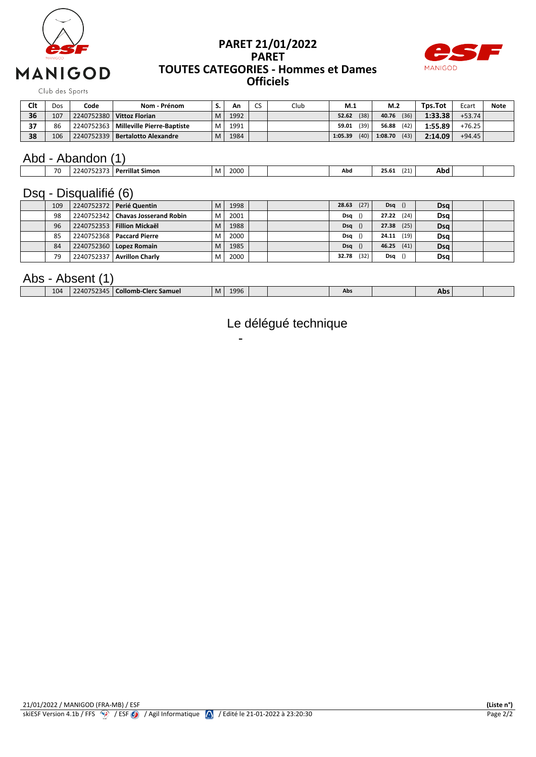# PARET 21/01/2022
## PARET
## TOUTES CATEGORIES - Hommes et Dames
## Officiels

| Clt | Dos | Code | Nom - Prénom | S. | An | CS | Club | M.1 | M.2 | Tps.Tot | Ecart | Note |
|---|---|---|---|---|---|---|---|---|---|---|---|---|
| 36 | 107 | 2240752380 | **Vittoz Florian** | M | 1992 | | | 52.62 (38) | 40.76 (36) | **1:33.38** | +53.74 | |
| 37 | 86 | 2240752363 | **Milleville Pierre-Baptiste** | M | 1991 | | | 59.01 (39) | 56.88 (42) | **1:55.89** | +76.25 | |
| 38 | 106 | 2240752339 | **Bertalotto Alexandre** | M | 1984 | | | 1:05.39 (40) | 1:08.70 (43) | **2:14.09** | +94.45 | |

## Abd - Abandon (1)

| | | | | | | | | | | | | |
|---|---|---|---|---|---|---|---|---|---|---|---|---|
| | 70 | 2240752373 | **Perrillat Simon** | M | 2000 | | | Abd | 25.61 (21) | **Abd** | | |

## Dsq - Disqualifié (6)

| | | | | | | | | | | | | |
|---|---|---|---|---|---|---|---|---|---|---|---|---|
| | 109 | 2240752372 | **Perié Quentin** | M | 1998 | | | 28.63 (27) | Dsq () | **Dsq** | | |
| | 98 | 2240752342 | **Chavas Josserand Robin** | M | 2001 | | | Dsq () | 27.22 (24) | **Dsq** | | |
| | 96 | 2240752353 | **Fillion Mickaël** | M | 1988 | | | Dsq () | 27.38 (25) | **Dsq** | | |
| | 85 | 2240752368 | **Paccard Pierre** | M | 2000 | | | Dsq () | 24.11 (19) | **Dsq** | | |
| | 84 | 2240752360 | **Lopez Romain** | M | 1985 | | | Dsq () | 46.25 (41) | **Dsq** | | |
| | 79 | 2240752337 | **Avrillon Charly** | M | 2000 | | | 32.78 (32) | Dsq () | **Dsq** | | |

## Abs - Absent (1)

| | | | | | | | | | | | | |
|---|---|---|---|---|---|---|---|---|---|---|---|---|
| | 104 | 2240752345 | **Collomb-Clerc Samuel** | M | 1996 | | | Abs | | **Abs** | | |

Le délégué technique

-

21/01/2022 / MANIGOD (FRA-MB) / ESF

skiESF Version 4.1b / FFS / ESF / Agil Informatique / Edité le 21-01-2022 à 23:20:30

**(Liste n°)**